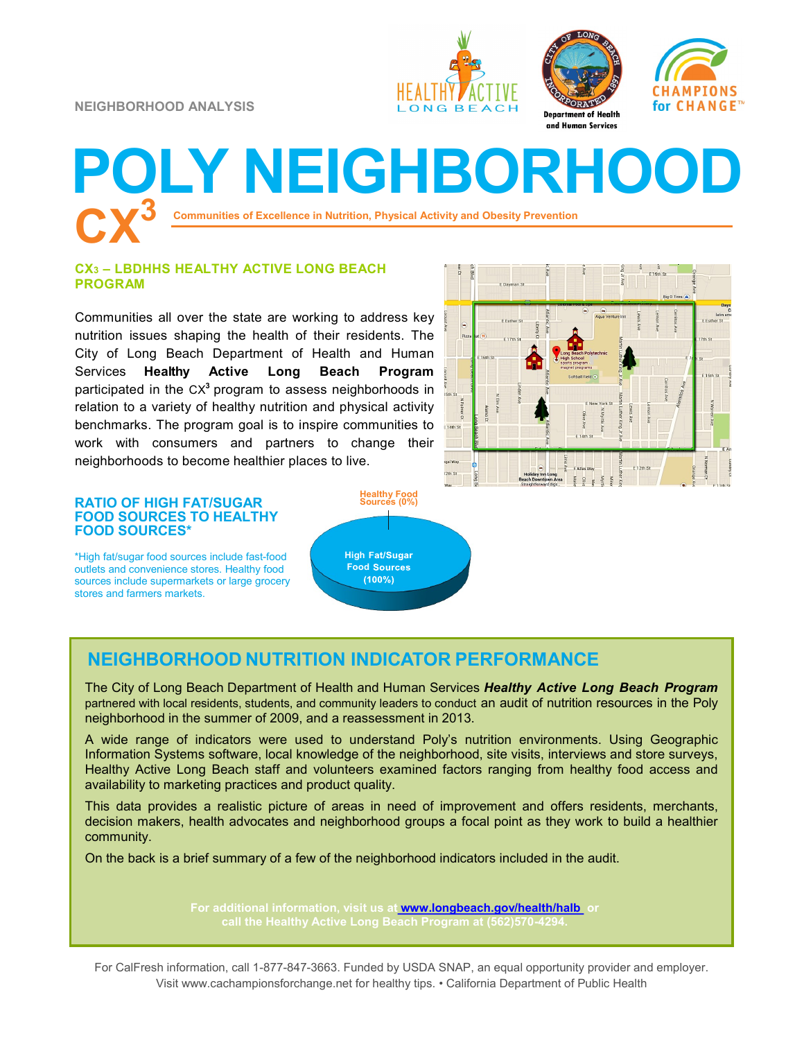NEIGHBORHOOD ANALYSIS

# POLY NEIGHBORHOOD

## CX[3]

**Communities of Excellence in Nutrition, Physical Activity and Obesity Prevention**

### CX3 – LBDHHS HEALTHY ACTIVE LONG BEACH PROGRAM

Communities all over the state are working to address key nutrition issues shaping the health of their residents. The City of Long Beach Department of Health and Human Services **Healthy Active Long Beach Program** participated in the CX[3] program to assess neighborhoods in relation to a variety of healthy nutrition and physical activity benchmarks. The program goal is to inspire communities to work with consumers and partners to change their neighborhoods to become healthier places to live.

### RATIO OF HIGH FAT/SUGAR FOOD SOURCES TO HEALTHY FOOD SOURCES*

*High fat/sugar food sources include fast-food outlets and convenience stores. Healthy food sources include supermarkets or large grocery stores and farmers markets.

Healthy Food Sources (0%)

High Fat/Sugar Food Sources (100%)

## NEIGHBORHOOD NUTRITION INDICATOR PERFORMANCE

The City of Long Beach Department of Health and Human Services ***Healthy Active Long Beach Program*** partnered with local residents, students, and community leaders to conduct an audit of nutrition resources in the Poly neighborhood in the summer of 2009, and a reassessment in 2013.

A wide range of indicators were used to understand Poly's nutrition environments. Using Geographic Information Systems software, local knowledge of the neighborhood, site visits, interviews and store surveys, Healthy Active Long Beach staff and volunteers examined factors ranging from healthy food access and availability to marketing practices and product quality.

This data provides a realistic picture of areas in need of improvement and offers residents, merchants, decision makers, health advocates and neighborhood groups a focal point as they work to build a healthier community.

On the back is a brief summary of a few of the neighborhood indicators included in the audit.

**For additional information, visit us at www.longbeach.gov/health/halb or call the Healthy Active Long Beach Program at (562)570-4294.**

For CalFresh information, call 1-877-847-3663. Funded by USDA SNAP, an equal opportunity provider and employer. Visit www.cachampionsforchange.net for healthy tips. • California Department of Public Health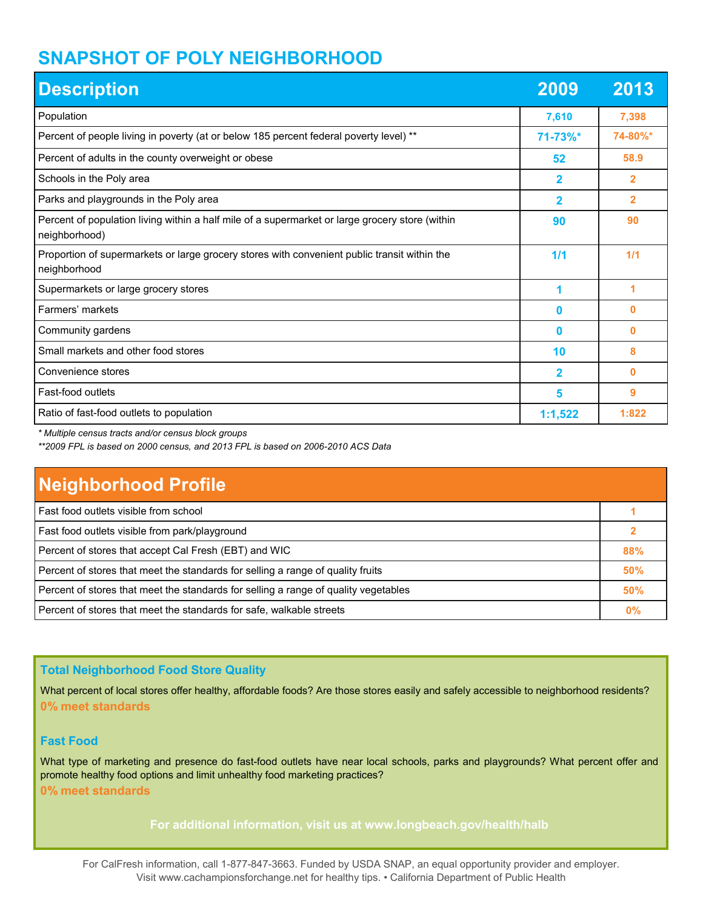# SNAPSHOT OF POLY NEIGHBORHOOD

| Description | 2009 | 2013 |
|---|---|---|
| Population | 7,610 | 7,398 |
| Percent of people living in poverty (at or below 185 percent federal poverty level) ** | 71-73%* | 74-80%* |
| Percent of adults in the county overweight or obese | 52 | 58.9 |
| Schools in the Poly area | 2 | 2 |
| Parks and playgrounds in the Poly area | 2 | 2 |
| Percent of population living within a half mile of a supermarket or large grocery store (within neighborhood) | 90 | 90 |
| Proportion of supermarkets or large grocery stores with convenient public transit within the neighborhood | 1/1 | 1/1 |
| Supermarkets or large grocery stores | 1 | 1 |
| Farmers' markets | 0 | 0 |
| Community gardens | 0 | 0 |
| Small markets and other food stores | 10 | 8 |
| Convenience stores | 2 | 0 |
| Fast-food outlets | 5 | 9 |
| Ratio of fast-food outlets to population | 1:1,522 | 1:822 |

*\* Multiple census tracts and/or census block groups*

*\*\*2009 FPL is based on 2000 census, and 2013 FPL is based on 2006-2010 ACS Data*

## Neighborhood Profile

| | |
|---|---|
| Fast food outlets visible from school | 1 |
| Fast food outlets visible from park/playground | 2 |
| Percent of stores that accept Cal Fresh (EBT) and WIC | 88% |
| Percent of stores that meet the standards for selling a range of quality fruits | 50% |
| Percent of stores that meet the standards for selling a range of quality vegetables | 50% |
| Percent of stores that meet the standards for safe, walkable streets | 0% |

### Total Neighborhood Food Store Quality

What percent of local stores offer healthy, affordable foods? Are those stores easily and safely accessible to neighborhood residents?

**0% meet standards**

### Fast Food

What type of marketing and presence do fast-food outlets have near local schools, parks and playgrounds? What percent offer and promote healthy food options and limit unhealthy food marketing practices?

**0% meet standards**

**For additional information, visit us at www.longbeach.gov/health/halb**

For CalFresh information, call 1-877-847-3663. Funded by USDA SNAP, an equal opportunity provider and employer. Visit www.cachampionsforchange.net for healthy tips. • California Department of Public Health